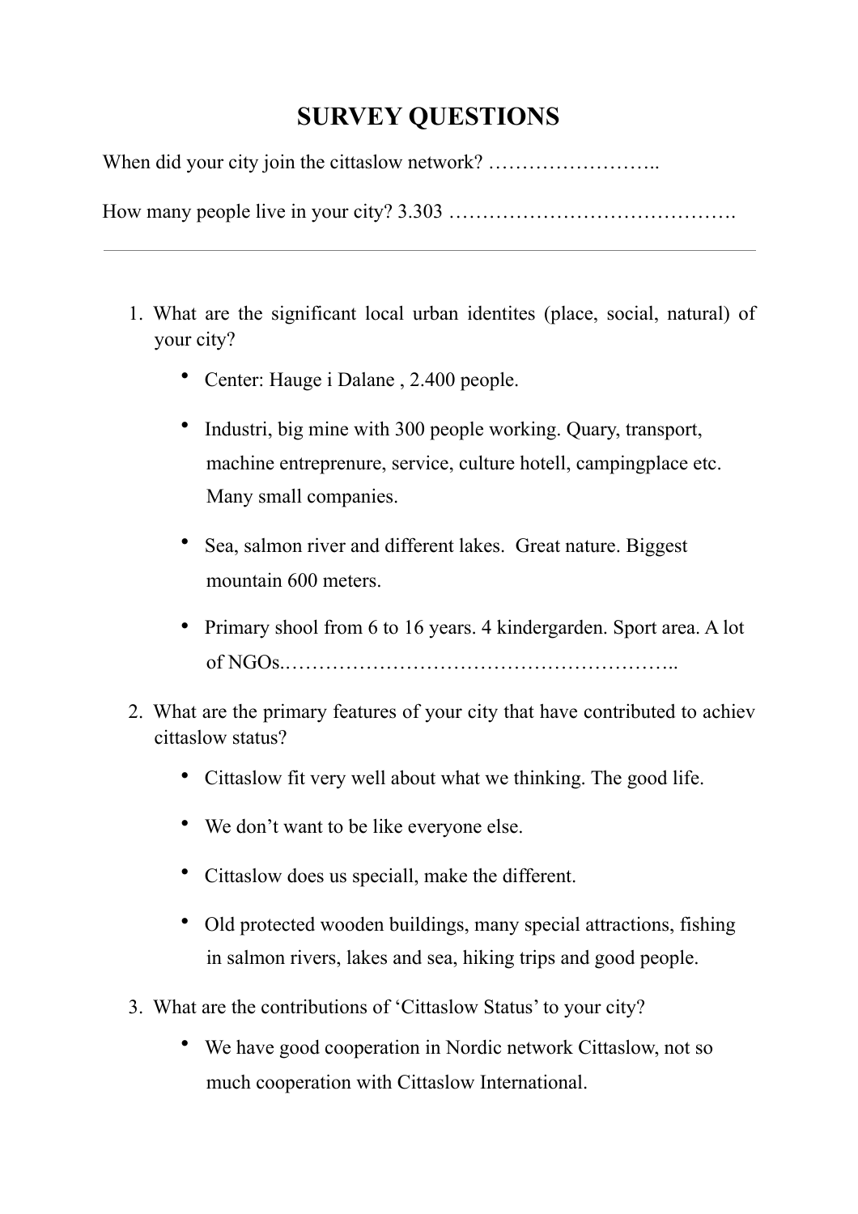# SURVEY QUESTIONS

When did your city join the cittaslow network? ……………………..

How many people live in your city? 3.303 …………………………………….

---

1. What are the significant local urban identites (place, social, natural) of your city?

    - Center: Hauge i Dalane , 2.400 people.
    - Industri, big mine with 300 people working. Quary, transport, machine entreprenure, service, culture hotell, campingplace etc. Many small companies.
    - Sea, salmon river and different lakes. Great nature. Biggest mountain 600 meters.
    - Primary shool from 6 to 16 years. 4 kindergarden. Sport area. A lot of NGOs.…………………………………………………..

2. What are the primary features of your city that have contributed to achiev cittaslow status?

    - Cittaslow fit very well about what we thinking. The good life.
    - We don't want to be like everyone else.
    - Cittaslow does us speciall, make the different.
    - Old protected wooden buildings, many special attractions, fishing in salmon rivers, lakes and sea, hiking trips and good people.

3. What are the contributions of 'Cittaslow Status' to your city?

    - We have good cooperation in Nordic network Cittaslow, not so much cooperation with Cittaslow International.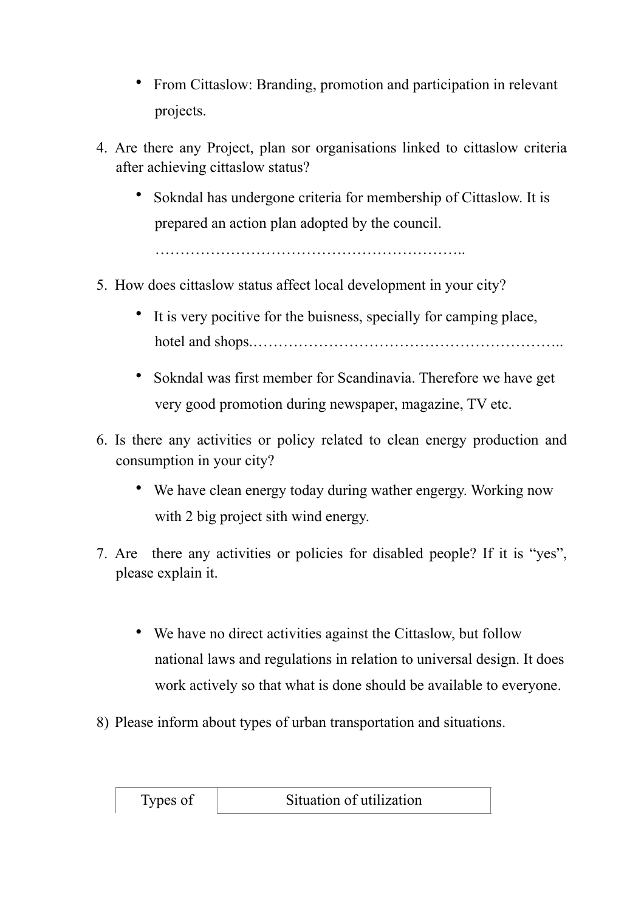- From Cittaslow: Branding, promotion and participation in relevant projects.

4. Are there any Project, plan sor organisations linked to cittaslow criteria after achieving cittaslow status?

    - Sokndal has undergone criteria for membership of Cittaslow. It is prepared an action plan adopted by the council. ……………………………………………………..

5. How does cittaslow status affect local development in your city?

    - It is very pocitive for the buisness, specially for camping place, hotel and shops.……………………………………………………..
    - Sokndal was first member for Scandinavia. Therefore we have get very good promotion during newspaper, magazine, TV etc.

6. Is there any activities or policy related to clean energy production and consumption in your city?

    - We have clean energy today during wather engergy. Working now with 2 big project sith wind energy.

7. Are there any activities or policies for disabled people? If it is "yes", please explain it.

    - We have no direct activities against the Cittaslow, but follow national laws and regulations in relation to universal design. It does work actively so that what is done should be available to everyone.

8) Please inform about types of urban transportation and situations.

| Types of | Situation of utilization |
|---|---|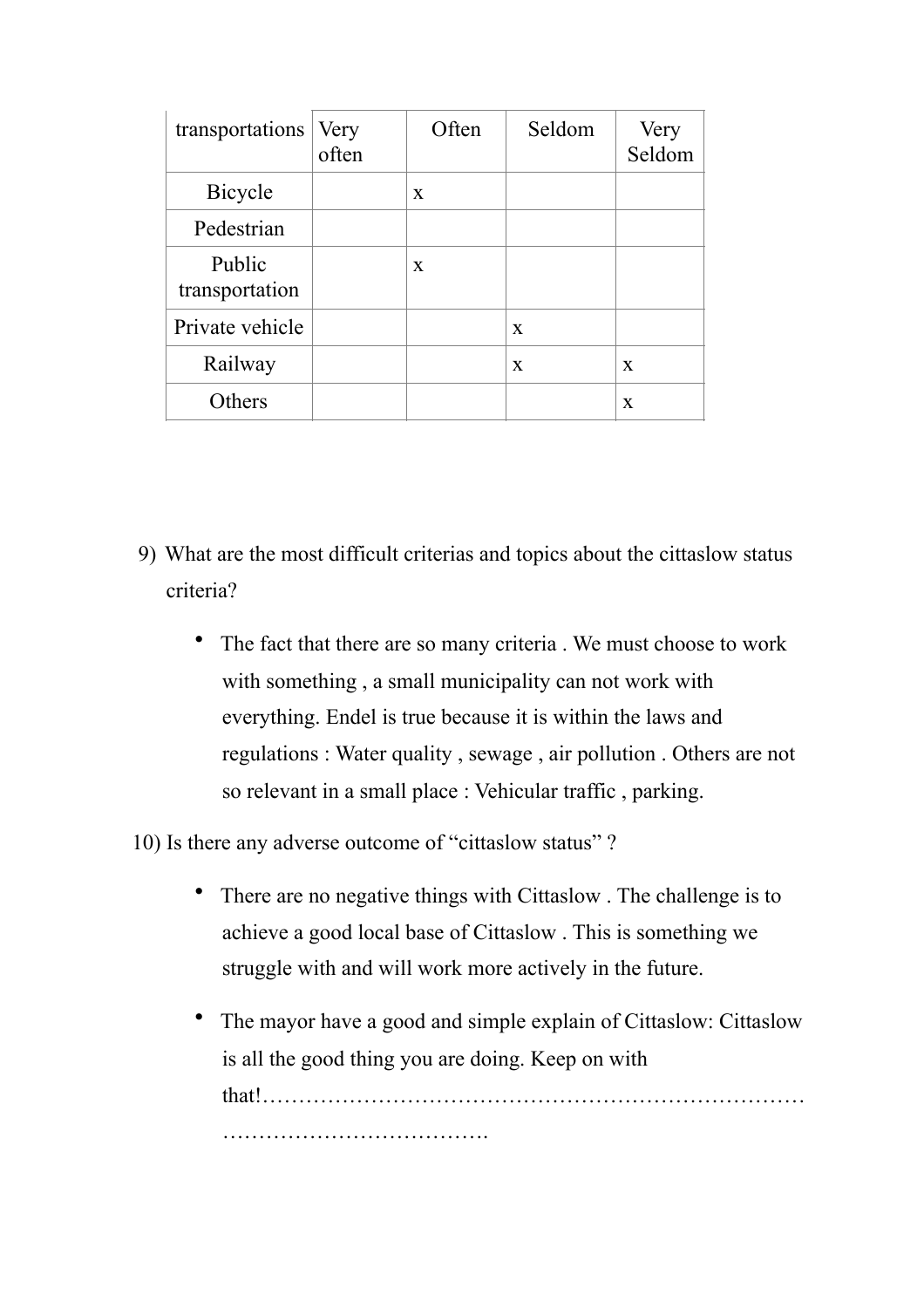| transportations | Very often | Often | Seldom | Very Seldom |
|---|---|---|---|---|
| Bicycle | | x | | |
| Pedestrian | | | | |
| Public transportation | | x | | |
| Private vehicle | | | x | |
| Railway | | | x | x |
| Others | | | | x |

9) What are the most difficult criterias and topics about the cittaslow status criteria?

- The fact that there are so many criteria . We must choose to work with something , a small municipality can not work with everything. Endel is true because it is within the laws and regulations : Water quality , sewage , air pollution . Others are not so relevant in a small place : Vehicular traffic , parking.

10) Is there any adverse outcome of "cittaslow status" ?

- There are no negative things with Cittaslow . The challenge is to achieve a good local base of Cittaslow . This is something we struggle with and will work more actively in the future.
- The mayor have a good and simple explain of Cittaslow: Cittaslow is all the good thing you are doing. Keep on with that!…………………………………………………………………………………………………….